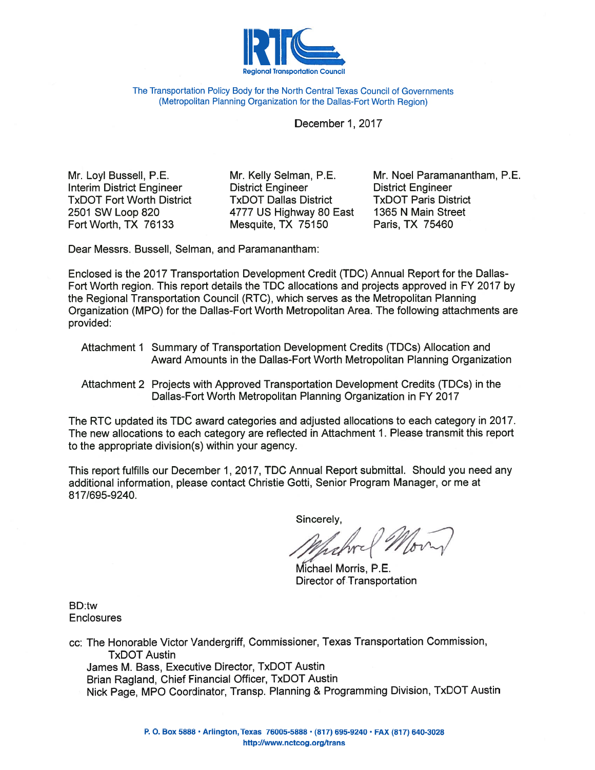RTC
Regional Transportation Council

The Transportation Policy Body for the North Central Texas Council of Governments
(Metropolitan Planning Organization for the Dallas-Fort Worth Region)

December 1, 2017

Mr. Loyl Bussell, P.E.
Interim District Engineer
TxDOT Fort Worth District
2501 SW Loop 820
Fort Worth, TX 76133

Mr. Kelly Selman, P.E.
District Engineer
TxDOT Dallas District
4777 US Highway 80 East
Mesquite, TX 75150

Mr. Noel Paramanantham, P.E.
District Engineer
TxDOT Paris District
1365 N Main Street
Paris, TX 75460

Dear Messrs. Bussell, Selman, and Paramanantham:

Enclosed is the 2017 Transportation Development Credit (TDC) Annual Report for the Dallas-Fort Worth region. This report details the TDC allocations and projects approved in FY 2017 by the Regional Transportation Council (RTC), which serves as the Metropolitan Planning Organization (MPO) for the Dallas-Fort Worth Metropolitan Area. The following attachments are provided:

Attachment 1 Summary of Transportation Development Credits (TDCs) Allocation and Award Amounts in the Dallas-Fort Worth Metropolitan Planning Organization

Attachment 2 Projects with Approved Transportation Development Credits (TDCs) in the Dallas-Fort Worth Metropolitan Planning Organization in FY 2017

The RTC updated its TDC award categories and adjusted allocations to each category in 2017. The new allocations to each category are reflected in Attachment 1. Please transmit this report to the appropriate division(s) within your agency.

This report fulfills our December 1, 2017, TDC Annual Report submittal. Should you need any additional information, please contact Christie Gotti, Senior Program Manager, or me at 817/695-9240.

Sincerely,

Michael Morris, P.E.
Director of Transportation

BD:tw
Enclosures

cc: The Honorable Victor Vandergriff, Commissioner, Texas Transportation Commission, TxDOT Austin
James M. Bass, Executive Director, TxDOT Austin
Brian Ragland, Chief Financial Officer, TxDOT Austin
Nick Page, MPO Coordinator, Transp. Planning & Programming Division, TxDOT Austin

P. O. Box 5888 • Arlington, Texas 76005-5888 • (817) 695-9240 • FAX (817) 640-3028
http://www.nctcog.org/trans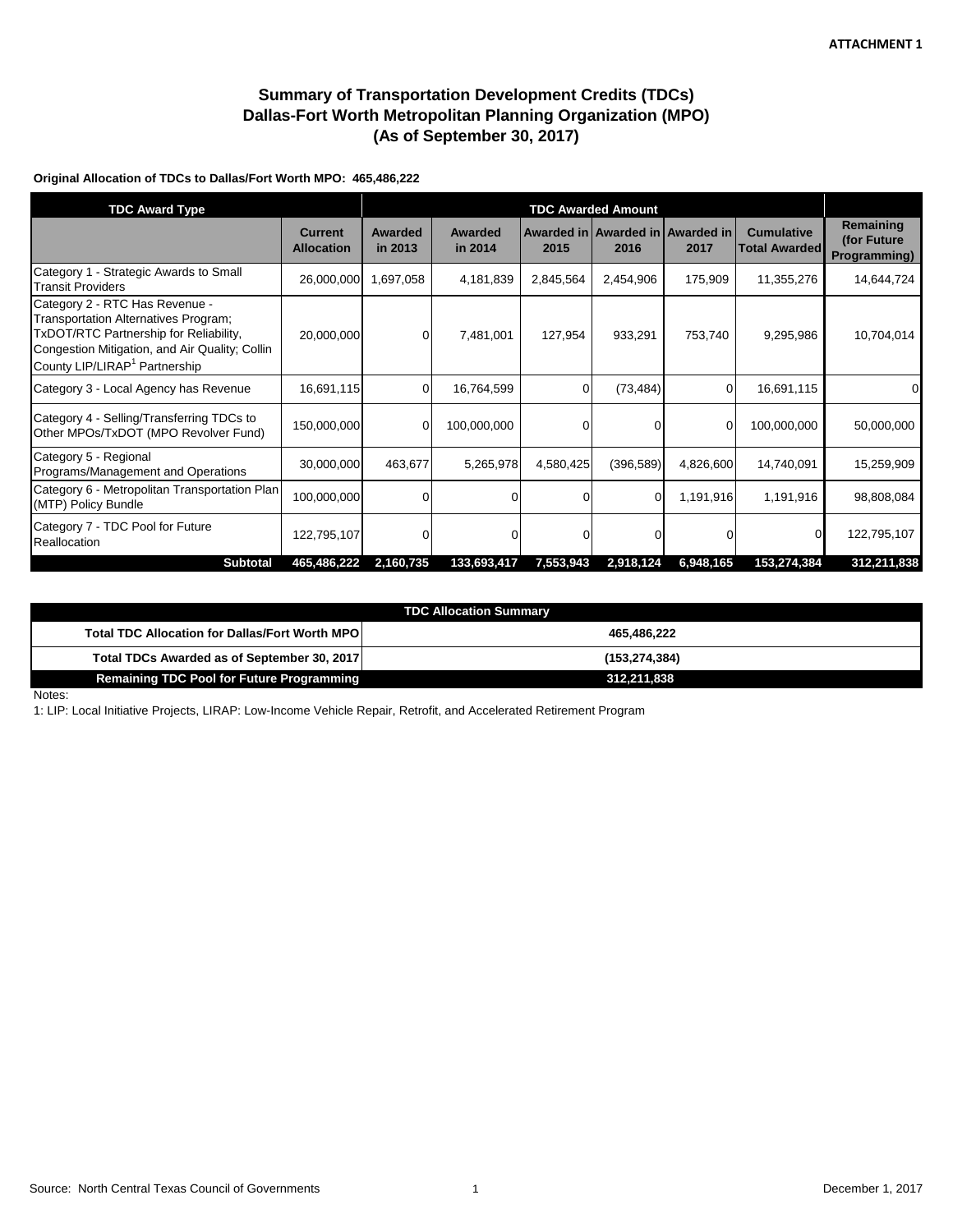**ATTACHMENT 1**

# Summary of Transportation Development Credits (TDCs)
# Dallas-Fort Worth Metropolitan Planning Organization (MPO)
# (As of September 30, 2017)

**Original Allocation of TDCs to Dallas/Fort Worth MPO: 465,486,222**

| TDC Award Type | | TDC Awarded Amount | | | | | | |
|---|---|---|---|---|---|---|---|---|
| | **Current Allocation** | **Awarded in 2013** | **Awarded in 2014** | **Awarded in 2015** | **Awarded in 2016** | **Awarded in 2017** | **Cumulative Total Awarded** | **Remaining (for Future Programming)** |
| Category 1 - Strategic Awards to Small Transit Providers | 26,000,000 | 1,697,058 | 4,181,839 | 2,845,564 | 2,454,906 | 175,909 | 11,355,276 | 14,644,724 |
| Category 2 - RTC Has Revenue - Transportation Alternatives Program; TxDOT/RTC Partnership for Reliability, Congestion Mitigation, and Air Quality; Collin County LIP/LIRAP[1] Partnership | 20,000,000 | 0 | 7,481,001 | 127,954 | 933,291 | 753,740 | 9,295,986 | 10,704,014 |
| Category 3 - Local Agency has Revenue | 16,691,115 | 0 | 16,764,599 | 0 | (73,484) | 0 | 16,691,115 | 0 |
| Category 4 - Selling/Transferring TDCs to Other MPOs/TxDOT (MPO Revolver Fund) | 150,000,000 | 0 | 100,000,000 | 0 | 0 | 0 | 100,000,000 | 50,000,000 |
| Category 5 - Regional Programs/Management and Operations | 30,000,000 | 463,677 | 5,265,978 | 4,580,425 | (396,589) | 4,826,600 | 14,740,091 | 15,259,909 |
| Category 6 - Metropolitan Transportation Plan (MTP) Policy Bundle | 100,000,000 | 0 | 0 | 0 | 0 | 1,191,916 | 1,191,916 | 98,808,084 |
| Category 7 - TDC Pool for Future Reallocation | 122,795,107 | 0 | 0 | 0 | 0 | 0 | 0 | 122,795,107 |
| **Subtotal** | **465,486,222** | **2,160,735** | **133,693,417** | **7,553,943** | **2,918,124** | **6,948,165** | **153,274,384** | **312,211,838** |

| TDC Allocation Summary | |
|---|---|
| **Total TDC Allocation for Dallas/Fort Worth MPO** | **465,486,222** |
| **Total TDCs Awarded as of September 30, 2017** | **(153,274,384)** |
| **Remaining TDC Pool for Future Programming** | **312,211,838** |

Notes:

1: LIP: Local Initiative Projects, LIRAP: Low-Income Vehicle Repair, Retrofit, and Accelerated Retirement Program

Source: North Central Texas Council of Governments

December 1, 2017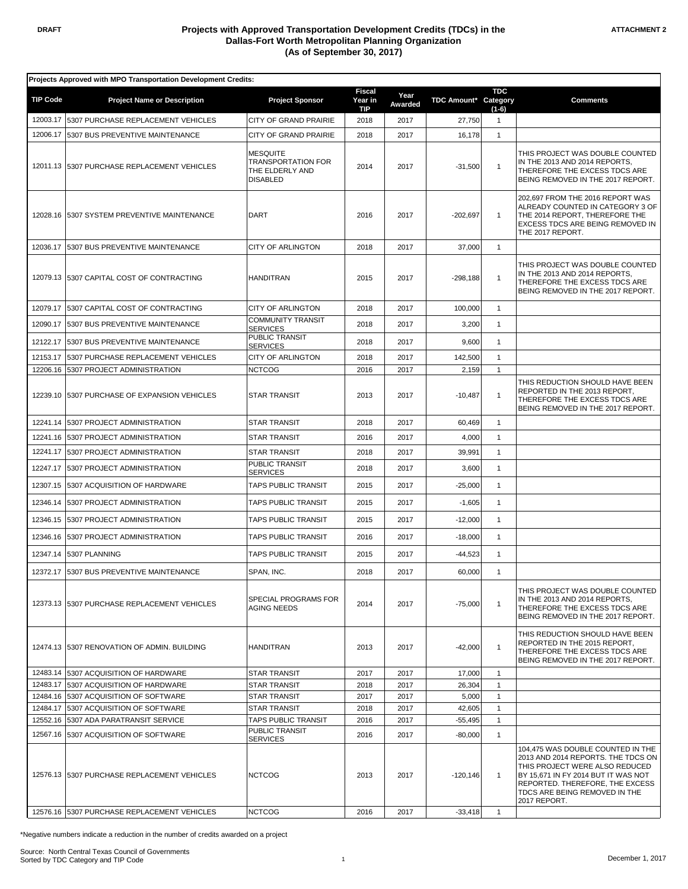DRAFT

# Projects with Approved Transportation Development Credits (TDCs) in the Dallas-Fort Worth Metropolitan Planning Organization (As of September 30, 2017)

ATTACHMENT 2

**Projects Approved with MPO Transportation Development Credits:**

| TIP Code | Project Name or Description | Project Sponsor | Fiscal Year in TIP | Year Awarded | TDC Amount* | TDC Category (1-6) | Comments |
|---|---|---|---|---|---|---|---|
| 12003.17 | 5307 PURCHASE REPLACEMENT VEHICLES | CITY OF GRAND PRAIRIE | 2018 | 2017 | 27,750 | 1 | |
| 12006.17 | 5307 BUS PREVENTIVE MAINTENANCE | CITY OF GRAND PRAIRIE | 2018 | 2017 | 16,178 | 1 | |
| 12011.13 | 5307 PURCHASE REPLACEMENT VEHICLES | MESQUITE TRANSPORTATION FOR THE ELDERLY AND DISABLED | 2014 | 2017 | -31,500 | 1 | THIS PROJECT WAS DOUBLE COUNTED IN THE 2013 AND 2014 REPORTS, THEREFORE THE EXCESS TDCS ARE BEING REMOVED IN THE 2017 REPORT. |
| 12028.16 | 5307 SYSTEM PREVENTIVE MAINTENANCE | DART | 2016 | 2017 | -202,697 | 1 | 202,697 FROM THE 2016 REPORT WAS ALREADY COUNTED IN CATEGORY 3 OF THE 2014 REPORT, THEREFORE THE EXCESS TDCS ARE BEING REMOVED IN THE 2017 REPORT. |
| 12036.17 | 5307 BUS PREVENTIVE MAINTENANCE | CITY OF ARLINGTON | 2018 | 2017 | 37,000 | 1 | |
| 12079.13 | 5307 CAPITAL COST OF CONTRACTING | HANDITRAN | 2015 | 2017 | -298,188 | 1 | THIS PROJECT WAS DOUBLE COUNTED IN THE 2013 AND 2014 REPORTS, THEREFORE THE EXCESS TDCS ARE BEING REMOVED IN THE 2017 REPORT. |
| 12079.17 | 5307 CAPITAL COST OF CONTRACTING | CITY OF ARLINGTON | 2018 | 2017 | 100,000 | 1 | |
| 12090.17 | 5307 BUS PREVENTIVE MAINTENANCE | COMMUNITY TRANSIT SERVICES | 2018 | 2017 | 3,200 | 1 | |
| 12122.17 | 5307 BUS PREVENTIVE MAINTENANCE | PUBLIC TRANSIT SERVICES | 2018 | 2017 | 9,600 | 1 | |
| 12153.17 | 5307 PURCHASE REPLACEMENT VEHICLES | CITY OF ARLINGTON | 2018 | 2017 | 142,500 | 1 | |
| 12206.16 | 5307 PROJECT ADMINISTRATION | NCTCOG | 2016 | 2017 | 2,159 | 1 | |
| 12239.10 | 5307 PURCHASE OF EXPANSION VEHICLES | STAR TRANSIT | 2013 | 2017 | -10,487 | 1 | THIS REDUCTION SHOULD HAVE BEEN REPORTED IN THE 2013 REPORT, THEREFORE THE EXCESS TDCS ARE BEING REMOVED IN THE 2017 REPORT. |
| 12241.14 | 5307 PROJECT ADMINISTRATION | STAR TRANSIT | 2018 | 2017 | 60,469 | 1 | |
| 12241.16 | 5307 PROJECT ADMINISTRATION | STAR TRANSIT | 2016 | 2017 | 4,000 | 1 | |
| 12241.17 | 5307 PROJECT ADMINISTRATION | STAR TRANSIT | 2018 | 2017 | 39,991 | 1 | |
| 12247.17 | 5307 PROJECT ADMINISTRATION | PUBLIC TRANSIT SERVICES | 2018 | 2017 | 3,600 | 1 | |
| 12307.15 | 5307 ACQUISITION OF HARDWARE | TAPS PUBLIC TRANSIT | 2015 | 2017 | -25,000 | 1 | |
| 12346.14 | 5307 PROJECT ADMINISTRATION | TAPS PUBLIC TRANSIT | 2015 | 2017 | -1,605 | 1 | |
| 12346.15 | 5307 PROJECT ADMINISTRATION | TAPS PUBLIC TRANSIT | 2015 | 2017 | -12,000 | 1 | |
| 12346.16 | 5307 PROJECT ADMINISTRATION | TAPS PUBLIC TRANSIT | 2016 | 2017 | -18,000 | 1 | |
| 12347.14 | 5307 PLANNING | TAPS PUBLIC TRANSIT | 2015 | 2017 | -44,523 | 1 | |
| 12372.17 | 5307 BUS PREVENTIVE MAINTENANCE | SPAN, INC. | 2018 | 2017 | 60,000 | 1 | |
| 12373.13 | 5307 PURCHASE REPLACEMENT VEHICLES | SPECIAL PROGRAMS FOR AGING NEEDS | 2014 | 2017 | -75,000 | 1 | THIS PROJECT WAS DOUBLE COUNTED IN THE 2013 AND 2014 REPORTS, THEREFORE THE EXCESS TDCS ARE BEING REMOVED IN THE 2017 REPORT. |
| 12474.13 | 5307 RENOVATION OF ADMIN. BUILDING | HANDITRAN | 2013 | 2017 | -42,000 | 1 | THIS REDUCTION SHOULD HAVE BEEN REPORTED IN THE 2015 REPORT, THEREFORE THE EXCESS TDCS ARE BEING REMOVED IN THE 2017 REPORT. |
| 12483.14 | 5307 ACQUISITION OF HARDWARE | STAR TRANSIT | 2017 | 2017 | 17,000 | 1 | |
| 12483.17 | 5307 ACQUISITION OF HARDWARE | STAR TRANSIT | 2018 | 2017 | 26,304 | 1 | |
| 12484.16 | 5307 ACQUISITION OF SOFTWARE | STAR TRANSIT | 2017 | 2017 | 5,000 | 1 | |
| 12484.17 | 5307 ACQUISITION OF SOFTWARE | STAR TRANSIT | 2018 | 2017 | 42,605 | 1 | |
| 12552.16 | 5307 ADA PARATRANSIT SERVICE | TAPS PUBLIC TRANSIT | 2016 | 2017 | -55,495 | 1 | |
| 12567.16 | 5307 ACQUISITION OF SOFTWARE | PUBLIC TRANSIT SERVICES | 2016 | 2017 | -80,000 | 1 | |
| 12576.13 | 5307 PURCHASE REPLACEMENT VEHICLES | NCTCOG | 2013 | 2017 | -120,146 | 1 | 104,475 WAS DOUBLE COUNTED IN THE 2013 AND 2014 REPORTS. THE TDCS ON THIS PROJECT WERE ALSO REDUCED BY 15,671 IN FY 2014 BUT IT WAS NOT REPORTED. THEREFORE, THE EXCESS TDCS ARE BEING REMOVED IN THE 2017 REPORT. |
| 12576.16 | 5307 PURCHASE REPLACEMENT VEHICLES | NCTCOG | 2016 | 2017 | -33,418 | 1 | |

*Negative numbers indicate a reduction in the number of credits awarded on a project

Source: North Central Texas Council of Governments
Sorted by TDC Category and TIP Code

December 1, 2017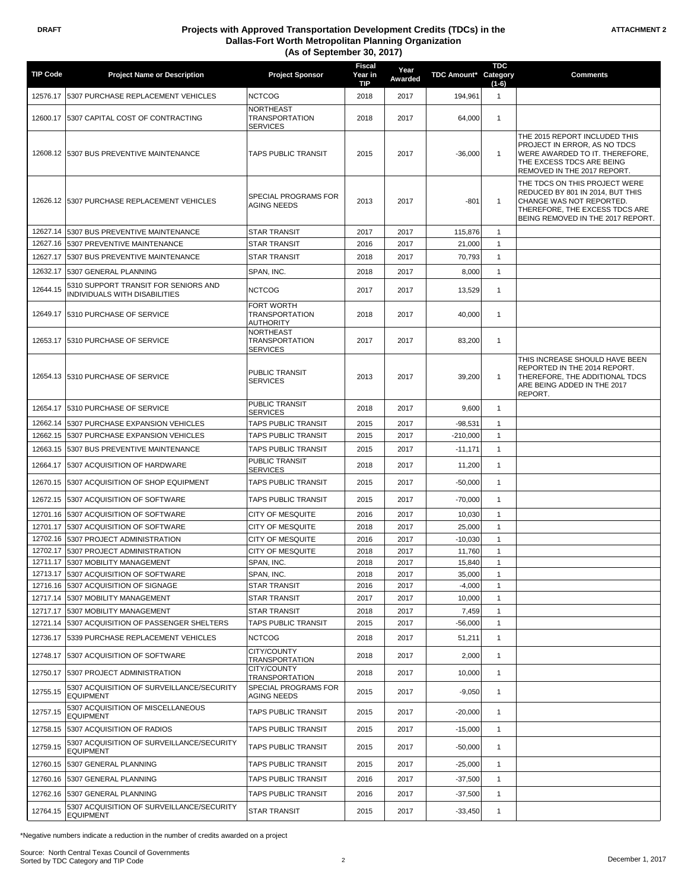DRAFT

# Projects with Approved Transportation Development Credits (TDCs) in the Dallas-Fort Worth Metropolitan Planning Organization
## (As of September 30, 2017)

ATTACHMENT 2

| TIP Code | Project Name or Description | Project Sponsor | Fiscal Year in TIP | Year Awarded | TDC Amount* | TDC Category (1-6) | Comments |
|---|---|---|---|---|---|---|---|
| 12576.17 | 5307 PURCHASE REPLACEMENT VEHICLES | NCTCOG | 2018 | 2017 | 194,961 | 1 | |
| 12600.17 | 5307 CAPITAL COST OF CONTRACTING | NORTHEAST TRANSPORTATION SERVICES | 2018 | 2017 | 64,000 | 1 | |
| 12608.12 | 5307 BUS PREVENTIVE MAINTENANCE | TAPS PUBLIC TRANSIT | 2015 | 2017 | -36,000 | 1 | THE 2015 REPORT INCLUDED THIS PROJECT IN ERROR, AS NO TDCS WERE AWARDED TO IT. THEREFORE, THE EXCESS TDCS ARE BEING REMOVED IN THE 2017 REPORT. |
| 12626.12 | 5307 PURCHASE REPLACEMENT VEHICLES | SPECIAL PROGRAMS FOR AGING NEEDS | 2013 | 2017 | -801 | 1 | THE TDCS ON THIS PROJECT WERE REDUCED BY 801 IN 2014, BUT THIS CHANGE WAS NOT REPORTED. THEREFORE, THE EXCESS TDCS ARE BEING REMOVED IN THE 2017 REPORT. |
| 12627.14 | 5307 BUS PREVENTIVE MAINTENANCE | STAR TRANSIT | 2017 | 2017 | 115,876 | 1 | |
| 12627.16 | 5307 PREVENTIVE MAINTENANCE | STAR TRANSIT | 2016 | 2017 | 21,000 | 1 | |
| 12627.17 | 5307 BUS PREVENTIVE MAINTENANCE | STAR TRANSIT | 2018 | 2017 | 70,793 | 1 | |
| 12632.17 | 5307 GENERAL PLANNING | SPAN, INC. | 2018 | 2017 | 8,000 | 1 | |
| 12644.15 | 5310 SUPPORT TRANSIT FOR SENIORS AND INDIVIDUALS WITH DISABILITIES | NCTCOG | 2017 | 2017 | 13,529 | 1 | |
| 12649.17 | 5310 PURCHASE OF SERVICE | FORT WORTH TRANSPORTATION AUTHORITY | 2018 | 2017 | 40,000 | 1 | |
| 12653.17 | 5310 PURCHASE OF SERVICE | NORTHEAST TRANSPORTATION SERVICES | 2017 | 2017 | 83,200 | 1 | |
| 12654.13 | 5310 PURCHASE OF SERVICE | PUBLIC TRANSIT SERVICES | 2013 | 2017 | 39,200 | 1 | THIS INCREASE SHOULD HAVE BEEN REPORTED IN THE 2014 REPORT. THEREFORE, THE ADDITIONAL TDCS ARE BEING ADDED IN THE 2017 REPORT. |
| 12654.17 | 5310 PURCHASE OF SERVICE | PUBLIC TRANSIT SERVICES | 2018 | 2017 | 9,600 | 1 | |
| 12662.14 | 5307 PURCHASE EXPANSION VEHICLES | TAPS PUBLIC TRANSIT | 2015 | 2017 | -98,531 | 1 | |
| 12662.15 | 5307 PURCHASE EXPANSION VEHICLES | TAPS PUBLIC TRANSIT | 2015 | 2017 | -210,000 | 1 | |
| 12663.15 | 5307 BUS PREVENTIVE MAINTENANCE | TAPS PUBLIC TRANSIT | 2015 | 2017 | -11,171 | 1 | |
| 12664.17 | 5307 ACQUISITION OF HARDWARE | PUBLIC TRANSIT SERVICES | 2018 | 2017 | 11,200 | 1 | |
| 12670.15 | 5307 ACQUISITION OF SHOP EQUIPMENT | TAPS PUBLIC TRANSIT | 2015 | 2017 | -50,000 | 1 | |
| 12672.15 | 5307 ACQUISITION OF SOFTWARE | TAPS PUBLIC TRANSIT | 2015 | 2017 | -70,000 | 1 | |
| 12701.16 | 5307 ACQUISITION OF SOFTWARE | CITY OF MESQUITE | 2016 | 2017 | 10,030 | 1 | |
| 12701.17 | 5307 ACQUISITION OF SOFTWARE | CITY OF MESQUITE | 2018 | 2017 | 25,000 | 1 | |
| 12702.16 | 5307 PROJECT ADMINISTRATION | CITY OF MESQUITE | 2016 | 2017 | -10,030 | 1 | |
| 12702.17 | 5307 PROJECT ADMINISTRATION | CITY OF MESQUITE | 2018 | 2017 | 11,760 | 1 | |
| 12711.17 | 5307 MOBILITY MANAGEMENT | SPAN, INC. | 2018 | 2017 | 15,840 | 1 | |
| 12713.17 | 5307 ACQUISITION OF SOFTWARE | SPAN, INC. | 2018 | 2017 | 35,000 | 1 | |
| 12716.16 | 5307 ACQUISITION OF SIGNAGE | STAR TRANSIT | 2016 | 2017 | -4,000 | 1 | |
| 12717.14 | 5307 MOBILITY MANAGEMENT | STAR TRANSIT | 2017 | 2017 | 10,000 | 1 | |
| 12717.17 | 5307 MOBILITY MANAGEMENT | STAR TRANSIT | 2018 | 2017 | 7,459 | 1 | |
| 12721.14 | 5307 ACQUISITION OF PASSENGER SHELTERS | TAPS PUBLIC TRANSIT | 2015 | 2017 | -56,000 | 1 | |
| 12736.17 | 5339 PURCHASE REPLACEMENT VEHICLES | NCTCOG | 2018 | 2017 | 51,211 | 1 | |
| 12748.17 | 5307 ACQUISITION OF SOFTWARE | CITY/COUNTY TRANSPORTATION | 2018 | 2017 | 2,000 | 1 | |
| 12750.17 | 5307 PROJECT ADMINISTRATION | CITY/COUNTY TRANSPORTATION | 2018 | 2017 | 10,000 | 1 | |
| 12755.15 | 5307 ACQUISITION OF SURVEILLANCE/SECURITY EQUIPMENT | SPECIAL PROGRAMS FOR AGING NEEDS | 2015 | 2017 | -9,050 | 1 | |
| 12757.15 | 5307 ACQUISITION OF MISCELLANEOUS EQUIPMENT | TAPS PUBLIC TRANSIT | 2015 | 2017 | -20,000 | 1 | |
| 12758.15 | 5307 ACQUISITION OF RADIOS | TAPS PUBLIC TRANSIT | 2015 | 2017 | -15,000 | 1 | |
| 12759.15 | 5307 ACQUISITION OF SURVEILLANCE/SECURITY EQUIPMENT | TAPS PUBLIC TRANSIT | 2015 | 2017 | -50,000 | 1 | |
| 12760.15 | 5307 GENERAL PLANNING | TAPS PUBLIC TRANSIT | 2015 | 2017 | -25,000 | 1 | |
| 12760.16 | 5307 GENERAL PLANNING | TAPS PUBLIC TRANSIT | 2016 | 2017 | -37,500 | 1 | |
| 12762.16 | 5307 GENERAL PLANNING | TAPS PUBLIC TRANSIT | 2016 | 2017 | -37,500 | 1 | |
| 12764.15 | 5307 ACQUISITION OF SURVEILLANCE/SECURITY EQUIPMENT | STAR TRANSIT | 2015 | 2017 | -33,450 | 1 | |

*Negative numbers indicate a reduction in the number of credits awarded on a project

Source: North Central Texas Council of Governments
Sorted by TDC Category and TIP Code

December 1, 2017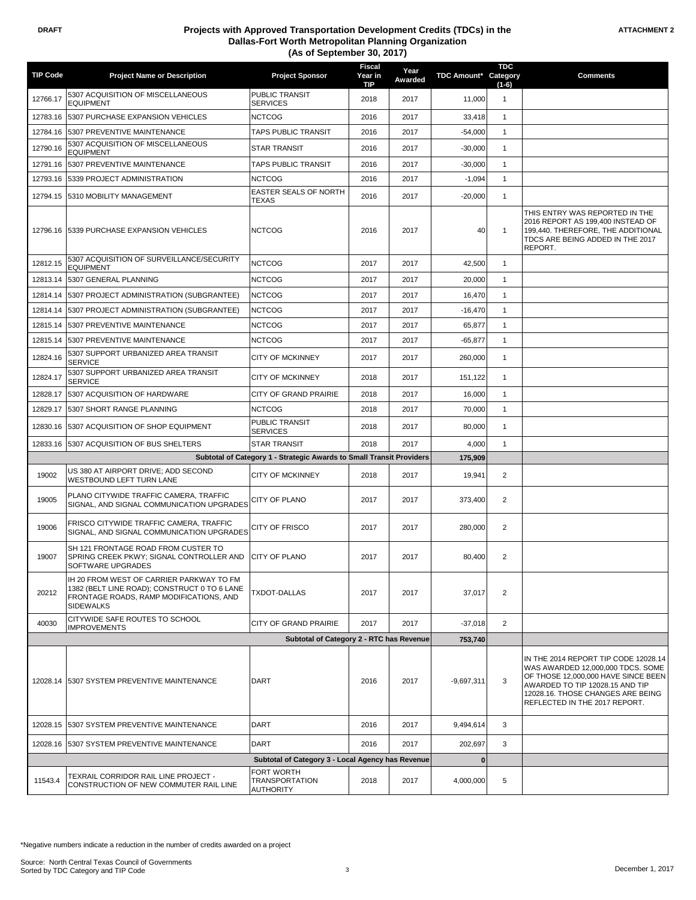DRAFT

# Projects with Approved Transportation Development Credits (TDCs) in the Dallas-Fort Worth Metropolitan Planning Organization (As of September 30, 2017)

ATTACHMENT 2

| TIP Code | Project Name or Description | Project Sponsor | Fiscal Year in TIP | Year Awarded | TDC Amount* | TDC Category (1-6) | Comments |
|---|---|---|---|---|---|---|---|
| 12766.17 | 5307 ACQUISITION OF MISCELLANEOUS EQUIPMENT | PUBLIC TRANSIT SERVICES | 2018 | 2017 | 11,000 | 1 | |
| 12783.16 | 5307 PURCHASE EXPANSION VEHICLES | NCTCOG | 2016 | 2017 | 33,418 | 1 | |
| 12784.16 | 5307 PREVENTIVE MAINTENANCE | TAPS PUBLIC TRANSIT | 2016 | 2017 | -54,000 | 1 | |
| 12790.16 | 5307 ACQUISITION OF MISCELLANEOUS EQUIPMENT | STAR TRANSIT | 2016 | 2017 | -30,000 | 1 | |
| 12791.16 | 5307 PREVENTIVE MAINTENANCE | TAPS PUBLIC TRANSIT | 2016 | 2017 | -30,000 | 1 | |
| 12793.16 | 5339 PROJECT ADMINISTRATION | NCTCOG | 2016 | 2017 | -1,094 | 1 | |
| 12794.15 | 5310 MOBILITY MANAGEMENT | EASTER SEALS OF NORTH TEXAS | 2016 | 2017 | -20,000 | 1 | |
| 12796.16 | 5339 PURCHASE EXPANSION VEHICLES | NCTCOG | 2016 | 2017 | 40 | 1 | THIS ENTRY WAS REPORTED IN THE 2016 REPORT AS 199,400 INSTEAD OF 199,440. THEREFORE, THE ADDITIONAL TDCS ARE BEING ADDED IN THE 2017 REPORT. |
| 12812.15 | 5307 ACQUISITION OF SURVEILLANCE/SECURITY EQUIPMENT | NCTCOG | 2017 | 2017 | 42,500 | 1 | |
| 12813.14 | 5307 GENERAL PLANNING | NCTCOG | 2017 | 2017 | 20,000 | 1 | |
| 12814.14 | 5307 PROJECT ADMINISTRATION (SUBGRANTEE) | NCTCOG | 2017 | 2017 | 16,470 | 1 | |
| 12814.14 | 5307 PROJECT ADMINISTRATION (SUBGRANTEE) | NCTCOG | 2017 | 2017 | -16,470 | 1 | |
| 12815.14 | 5307 PREVENTIVE MAINTENANCE | NCTCOG | 2017 | 2017 | 65,877 | 1 | |
| 12815.14 | 5307 PREVENTIVE MAINTENANCE | NCTCOG | 2017 | 2017 | -65,877 | 1 | |
| 12824.16 | 5307 SUPPORT URBANIZED AREA TRANSIT SERVICE | CITY OF MCKINNEY | 2017 | 2017 | 260,000 | 1 | |
| 12824.17 | 5307 SUPPORT URBANIZED AREA TRANSIT SERVICE | CITY OF MCKINNEY | 2018 | 2017 | 151,122 | 1 | |
| 12828.17 | 5307 ACQUISITION OF HARDWARE | CITY OF GRAND PRAIRIE | 2018 | 2017 | 16,000 | 1 | |
| 12829.17 | 5307 SHORT RANGE PLANNING | NCTCOG | 2018 | 2017 | 70,000 | 1 | |
| 12830.16 | 5307 ACQUISITION OF SHOP EQUIPMENT | PUBLIC TRANSIT SERVICES | 2018 | 2017 | 80,000 | 1 | |
| 12833.16 | 5307 ACQUISITION OF BUS SHELTERS | STAR TRANSIT | 2018 | 2017 | 4,000 | 1 | |
| | **Subtotal of Category 1 - Strategic Awards to Small Transit Providers** | | | | **175,909** | | |
| 19002 | US 380 AT AIRPORT DRIVE; ADD SECOND WESTBOUND LEFT TURN LANE | CITY OF MCKINNEY | 2018 | 2017 | 19,941 | 2 | |
| 19005 | PLANO CITYWIDE TRAFFIC CAMERA, TRAFFIC SIGNAL, AND SIGNAL COMMUNICATION UPGRADES | CITY OF PLANO | 2017 | 2017 | 373,400 | 2 | |
| 19006 | FRISCO CITYWIDE TRAFFIC CAMERA, TRAFFIC SIGNAL, AND SIGNAL COMMUNICATION UPGRADES | CITY OF FRISCO | 2017 | 2017 | 280,000 | 2 | |
| 19007 | SH 121 FRONTAGE ROAD FROM CUSTER TO SPRING CREEK PKWY; SIGNAL CONTROLLER AND SOFTWARE UPGRADES | CITY OF PLANO | 2017 | 2017 | 80,400 | 2 | |
| 20212 | IH 20 FROM WEST OF CARRIER PARKWAY TO FM 1382 (BELT LINE ROAD); CONSTRUCT 0 TO 6 LANE FRONTAGE ROADS, RAMP MODIFICATIONS, AND SIDEWALKS | TXDOT-DALLAS | 2017 | 2017 | 37,017 | 2 | |
| 40030 | CITYWIDE SAFE ROUTES TO SCHOOL IMPROVEMENTS | CITY OF GRAND PRAIRIE | 2017 | 2017 | -37,018 | 2 | |
| | **Subtotal of Category 2 - RTC has Revenue** | | | | **753,740** | | |
| 12028.14 | 5307 SYSTEM PREVENTIVE MAINTENANCE | DART | 2016 | 2017 | -9,697,311 | 3 | IN THE 2014 REPORT TIP CODE 12028.14 WAS AWARDED 12,000,000 TDCS. SOME OF THOSE 12,000,000 HAVE SINCE BEEN AWARDED TO TIP 12028.15 AND TIP 12028.16. THOSE CHANGES ARE BEING REFLECTED IN THE 2017 REPORT. |
| 12028.15 | 5307 SYSTEM PREVENTIVE MAINTENANCE | DART | 2016 | 2017 | 9,494,614 | 3 | |
| 12028.16 | 5307 SYSTEM PREVENTIVE MAINTENANCE | DART | 2016 | 2017 | 202,697 | 3 | |
| | **Subtotal of Category 3 - Local Agency has Revenue** | | | | **0** | | |
| 11543.4 | TEXRAIL CORRIDOR RAIL LINE PROJECT - CONSTRUCTION OF NEW COMMUTER RAIL LINE | FORT WORTH TRANSPORTATION AUTHORITY | 2018 | 2017 | 4,000,000 | 5 | |

*Negative numbers indicate a reduction in the number of credits awarded on a project

Source: North Central Texas Council of Governments
Sorted by TDC Category and TIP Code

December 1, 2017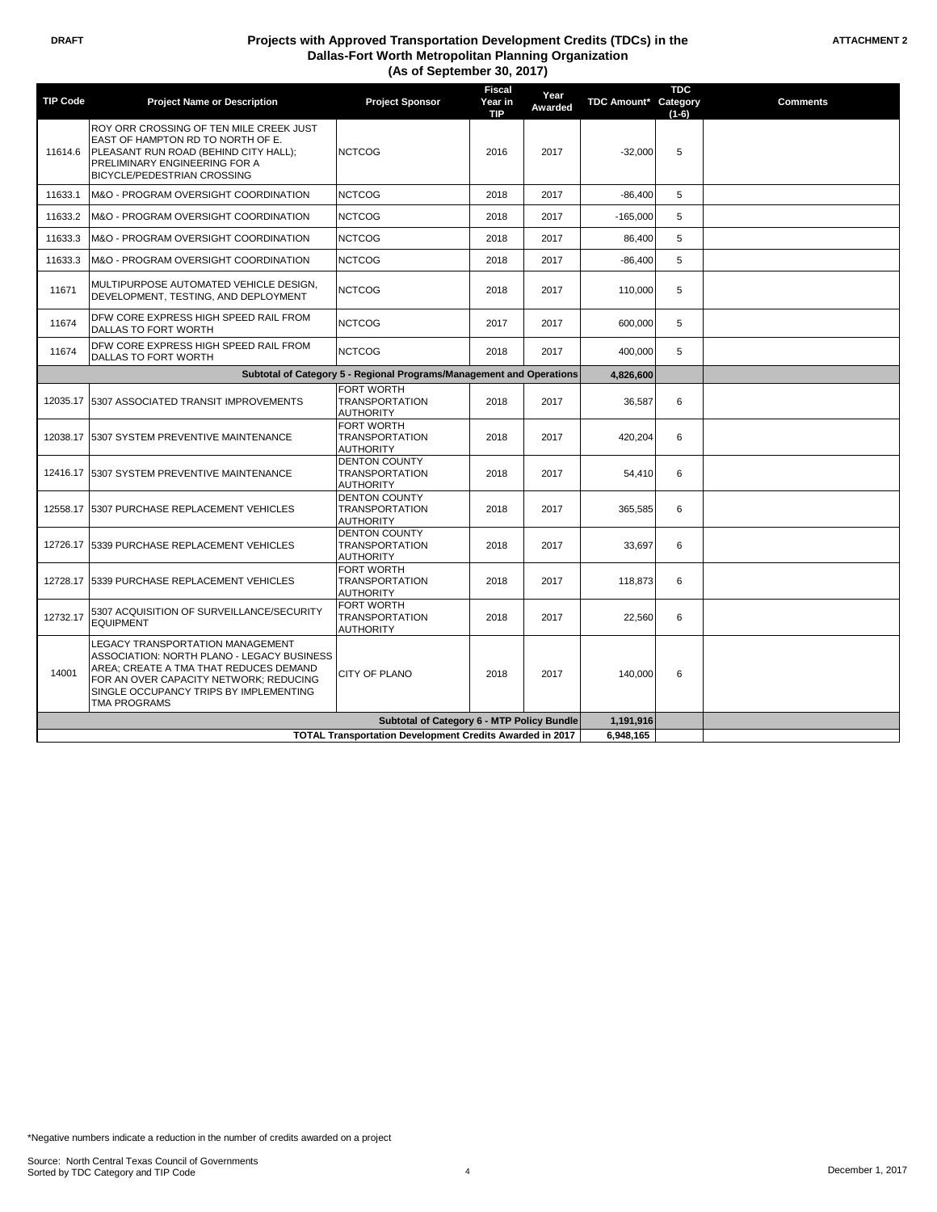DRAFT

# Projects with Approved Transportation Development Credits (TDCs) in the Dallas-Fort Worth Metropolitan Planning Organization (As of September 30, 2017)

ATTACHMENT 2

| TIP Code | Project Name or Description | Project Sponsor | Fiscal Year in TIP | Year Awarded | TDC Amount* | TDC Category (1-6) | Comments |
|---|---|---|---|---|---|---|---|
| 11614.6 | ROY ORR CROSSING OF TEN MILE CREEK JUST EAST OF HAMPTON RD TO NORTH OF E. PLEASANT RUN ROAD (BEHIND CITY HALL); PRELIMINARY ENGINEERING FOR A BICYCLE/PEDESTRIAN CROSSING | NCTCOG | 2016 | 2017 | -32,000 | 5 | |
| 11633.1 | M&O - PROGRAM OVERSIGHT COORDINATION | NCTCOG | 2018 | 2017 | -86,400 | 5 | |
| 11633.2 | M&O - PROGRAM OVERSIGHT COORDINATION | NCTCOG | 2018 | 2017 | -165,000 | 5 | |
| 11633.3 | M&O - PROGRAM OVERSIGHT COORDINATION | NCTCOG | 2018 | 2017 | 86,400 | 5 | |
| 11633.3 | M&O - PROGRAM OVERSIGHT COORDINATION | NCTCOG | 2018 | 2017 | -86,400 | 5 | |
| 11671 | MULTIPURPOSE AUTOMATED VEHICLE DESIGN, DEVELOPMENT, TESTING, AND DEPLOYMENT | NCTCOG | 2018 | 2017 | 110,000 | 5 | |
| 11674 | DFW CORE EXPRESS HIGH SPEED RAIL FROM DALLAS TO FORT WORTH | NCTCOG | 2017 | 2017 | 600,000 | 5 | |
| 11674 | DFW CORE EXPRESS HIGH SPEED RAIL FROM DALLAS TO FORT WORTH | NCTCOG | 2018 | 2017 | 400,000 | 5 | |
| | | **Subtotal of Category 5 - Regional Programs/Management and Operations** | | | **4,826,600** | | |
| 12035.17 | 5307 ASSOCIATED TRANSIT IMPROVEMENTS | FORT WORTH TRANSPORTATION AUTHORITY | 2018 | 2017 | 36,587 | 6 | |
| 12038.17 | 5307 SYSTEM PREVENTIVE MAINTENANCE | FORT WORTH TRANSPORTATION AUTHORITY | 2018 | 2017 | 420,204 | 6 | |
| 12416.17 | 5307 SYSTEM PREVENTIVE MAINTENANCE | DENTON COUNTY TRANSPORTATION AUTHORITY | 2018 | 2017 | 54,410 | 6 | |
| 12558.17 | 5307 PURCHASE REPLACEMENT VEHICLES | DENTON COUNTY TRANSPORTATION AUTHORITY | 2018 | 2017 | 365,585 | 6 | |
| 12726.17 | 5339 PURCHASE REPLACEMENT VEHICLES | DENTON COUNTY TRANSPORTATION AUTHORITY | 2018 | 2017 | 33,697 | 6 | |
| 12728.17 | 5339 PURCHASE REPLACEMENT VEHICLES | FORT WORTH TRANSPORTATION AUTHORITY | 2018 | 2017 | 118,873 | 6 | |
| 12732.17 | 5307 ACQUISITION OF SURVEILLANCE/SECURITY EQUIPMENT | FORT WORTH TRANSPORTATION AUTHORITY | 2018 | 2017 | 22,560 | 6 | |
| 14001 | LEGACY TRANSPORTATION MANAGEMENT ASSOCIATION: NORTH PLANO - LEGACY BUSINESS AREA; CREATE A TMA THAT REDUCES DEMAND FOR AN OVER CAPACITY NETWORK; REDUCING SINGLE OCCUPANCY TRIPS BY IMPLEMENTING TMA PROGRAMS | CITY OF PLANO | 2018 | 2017 | 140,000 | 6 | |
| | | **Subtotal of Category 6 - MTP Policy Bundle** | | | **1,191,916** | | |
| | | **TOTAL Transportation Development Credits Awarded in 2017** | | | **6,948,165** | | |

*Negative numbers indicate a reduction in the number of credits awarded on a project

Source: North Central Texas Council of Governments
Sorted by TDC Category and TIP Code

December 1, 2017